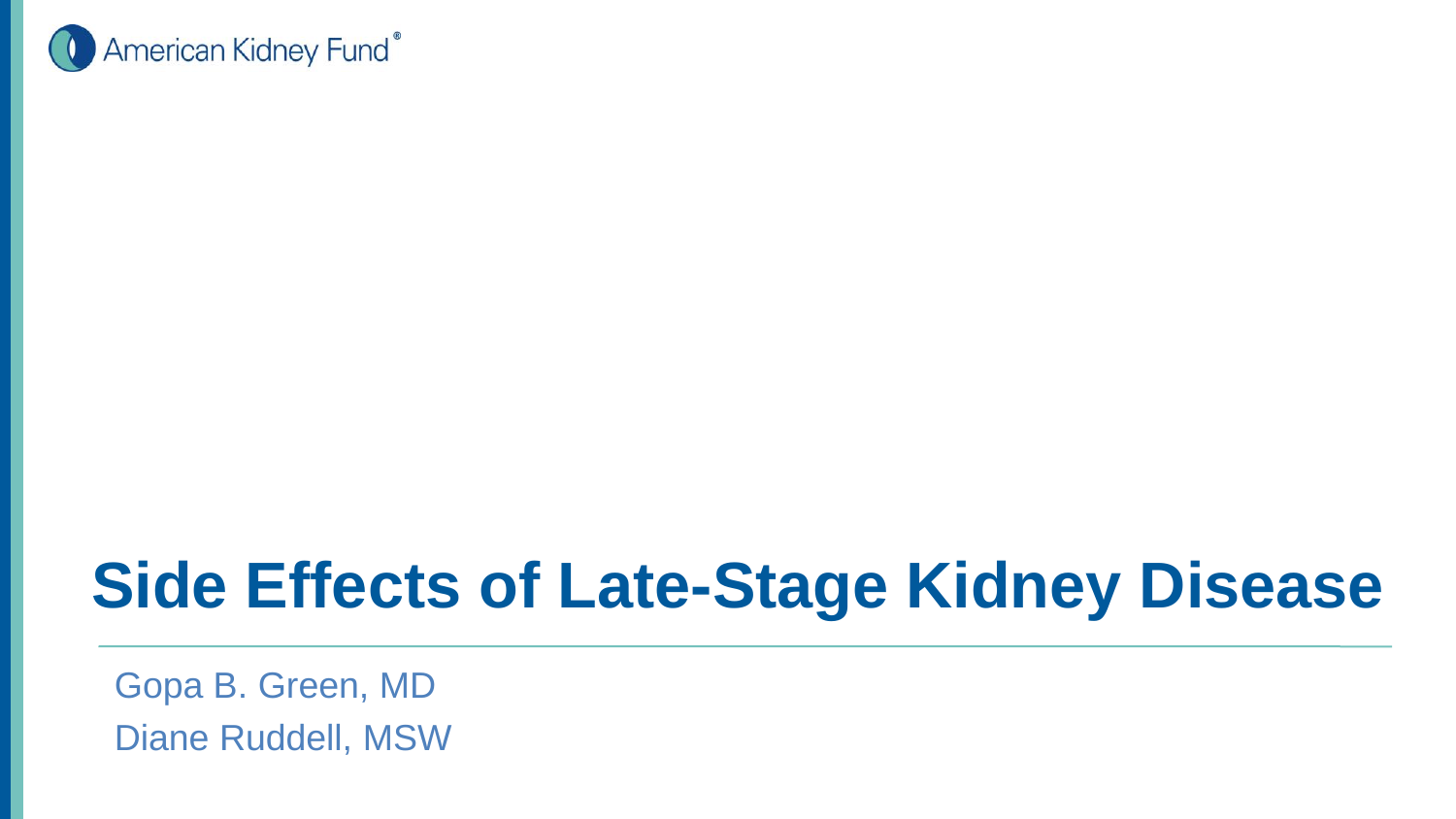American Kidney Fund®

# Side Effects of Late-Stage Kidney Disease

Gopa B. Green, MD

Diane Ruddell, MSW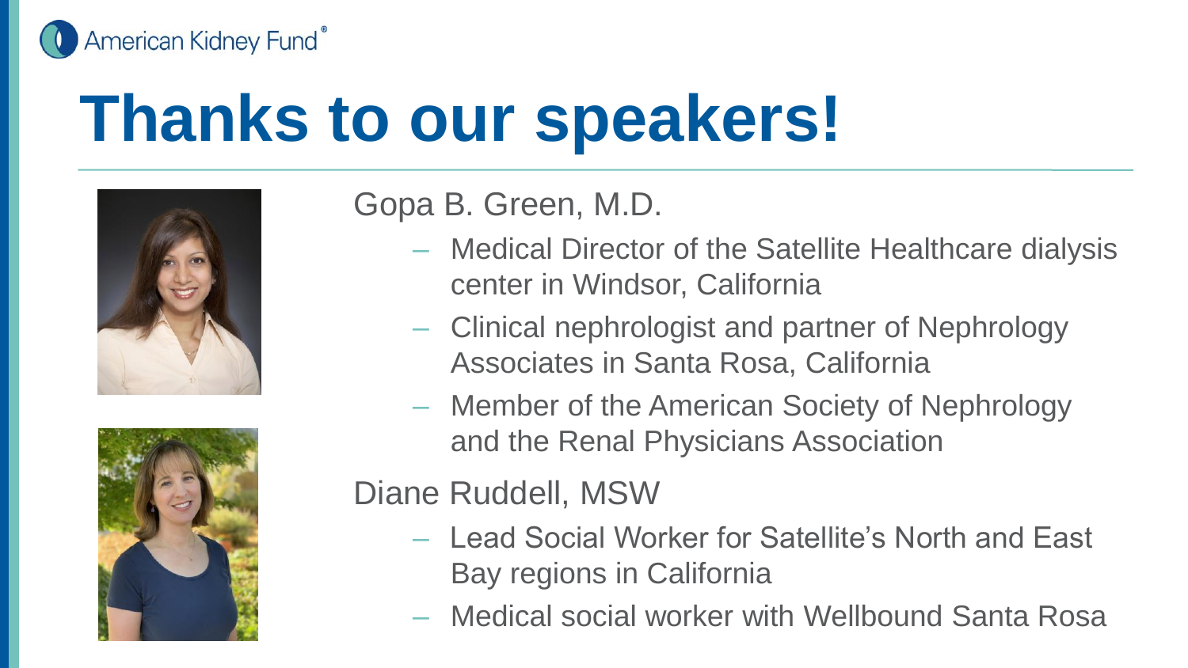# Thanks to our speakers!

Gopa B. Green, M.D.

- Medical Director of the Satellite Healthcare dialysis center in Windsor, California
- Clinical nephrologist and partner of Nephrology Associates in Santa Rosa, California
- Member of the American Society of Nephrology and the Renal Physicians Association

Diane Ruddell, MSW

- Lead Social Worker for Satellite's North and East Bay regions in California
- Medical social worker with Wellbound Santa Rosa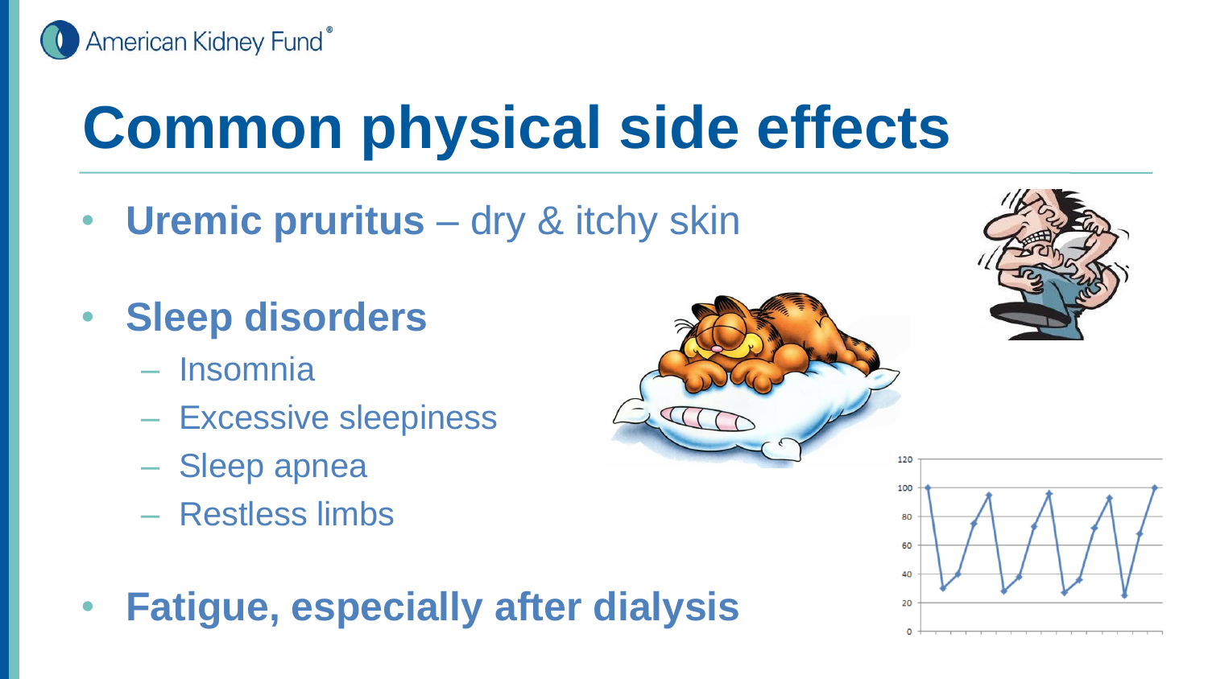# Common physical side effects

- **Uremic pruritus** – dry & itchy skin
- **Sleep disorders**
  - Insomnia
  - Excessive sleepiness
  - Sleep apnea
  - Restless limbs
- **Fatigue, especially after dialysis**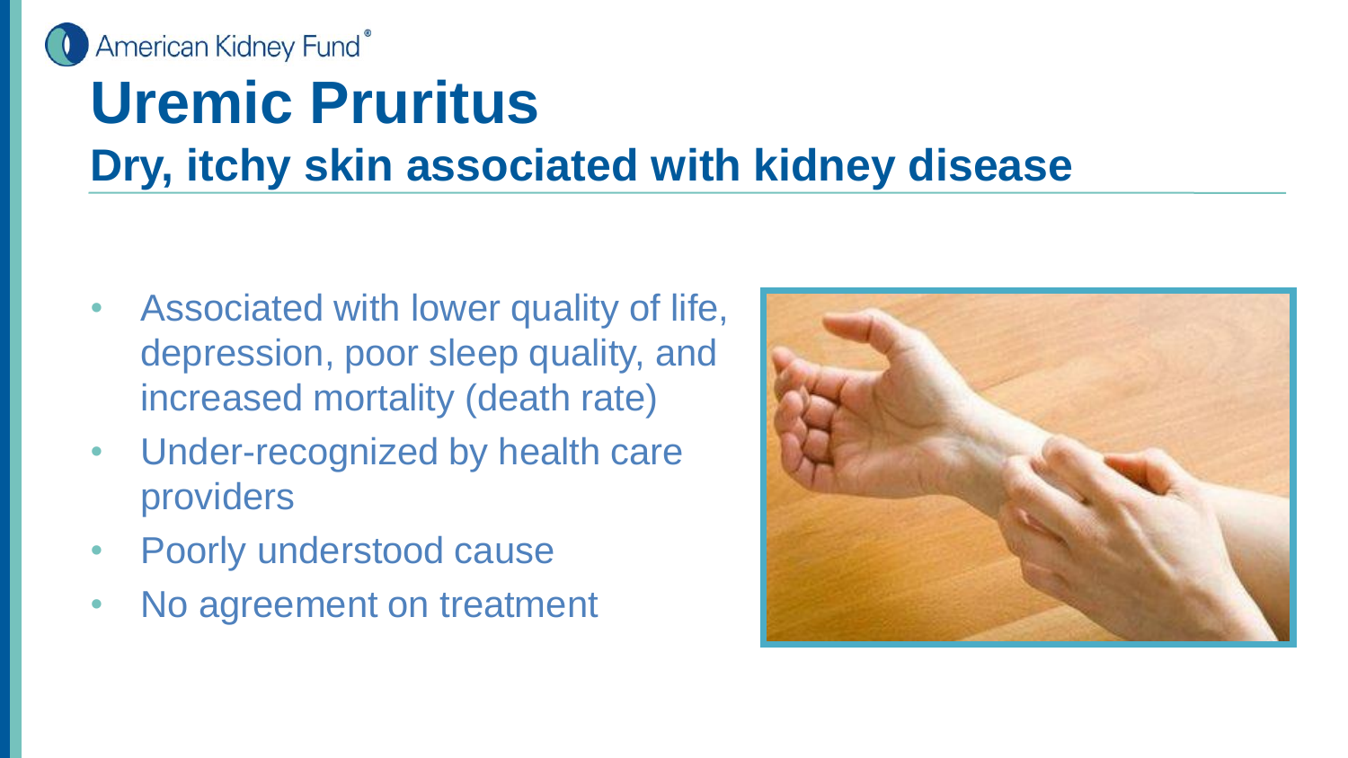# Uremic Pruritus

## Dry, itchy skin associated with kidney disease

- Associated with lower quality of life, depression, poor sleep quality, and increased mortality (death rate)
- Under-recognized by health care providers
- Poorly understood cause
- No agreement on treatment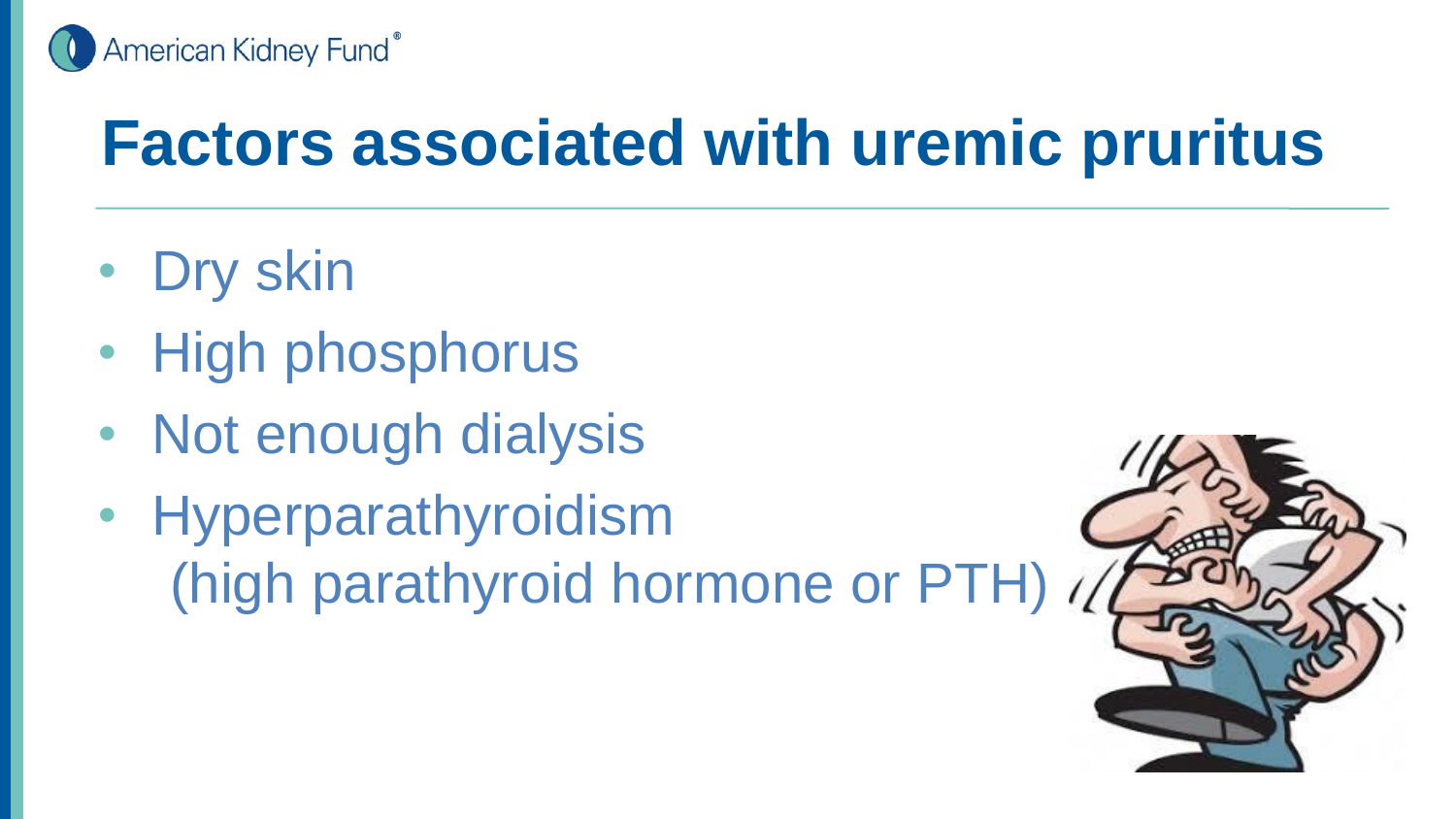# Factors associated with uremic pruritus

- Dry skin
- High phosphorus
- Not enough dialysis
- Hyperparathyroidism (high parathyroid hormone or PTH)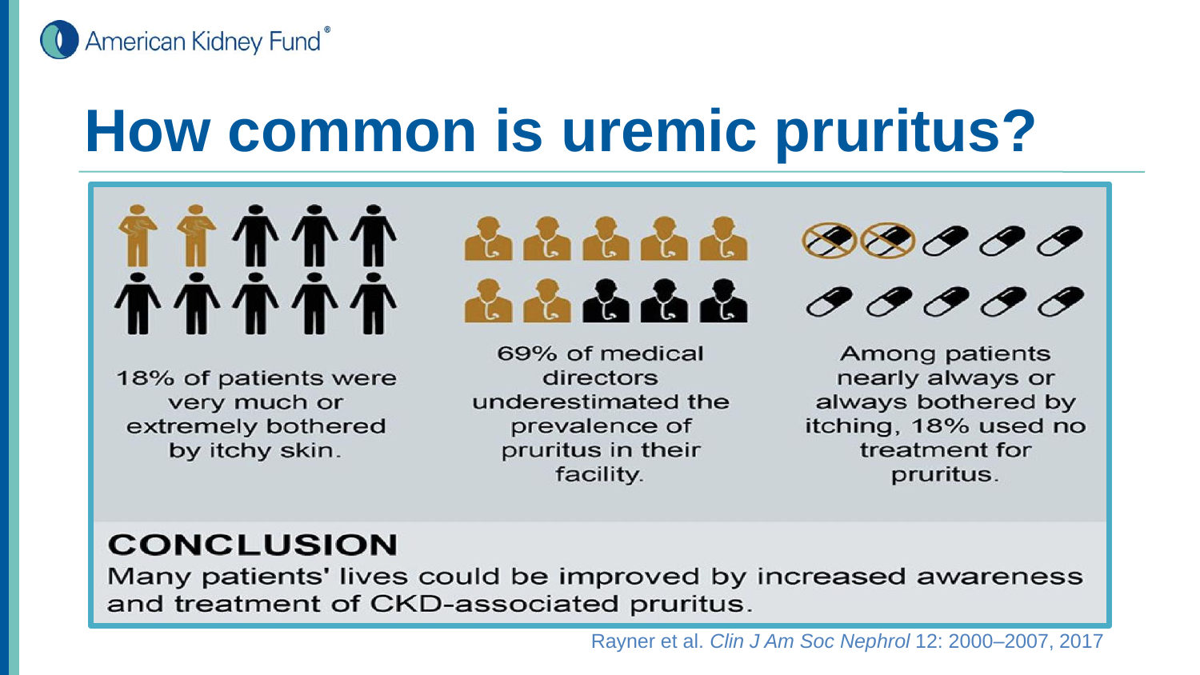# How common is uremic pruritus?

18% of patients were very much or extremely bothered by itchy skin.

69% of medical directors underestimated the prevalence of pruritus in their facility.

Among patients nearly always or always bothered by itching, 18% used no treatment for pruritus.

## CONCLUSION

Many patients' lives could be improved by increased awareness and treatment of CKD-associated pruritus.

Rayner et al. *Clin J Am Soc Nephrol* 12: 2000–2007, 2017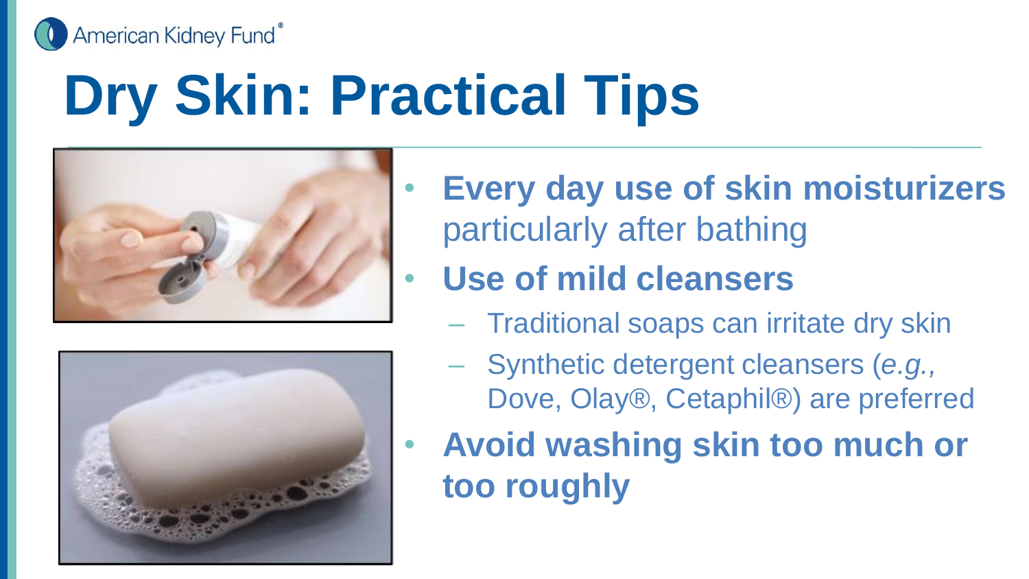# Dry Skin: Practical Tips

- **Every day use of skin moisturizers** particularly after bathing
- **Use of mild cleansers**
  - Traditional soaps can irritate dry skin
  - Synthetic detergent cleansers (*e.g.,* Dove, Olay®, Cetaphil®) are preferred
- **Avoid washing skin too much or too roughly**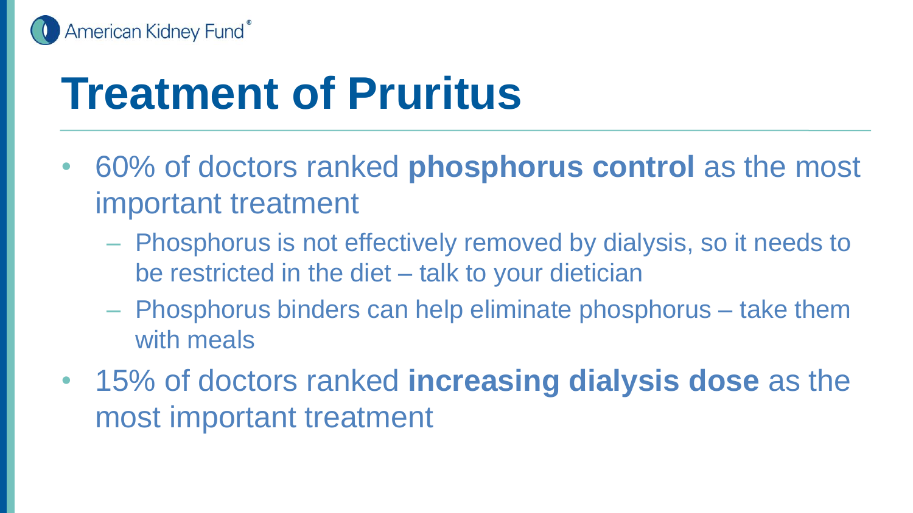# Treatment of Pruritus

- 60% of doctors ranked **phosphorus control** as the most important treatment
  - Phosphorus is not effectively removed by dialysis, so it needs to be restricted in the diet – talk to your dietician
  - Phosphorus binders can help eliminate phosphorus – take them with meals
- 15% of doctors ranked **increasing dialysis dose** as the most important treatment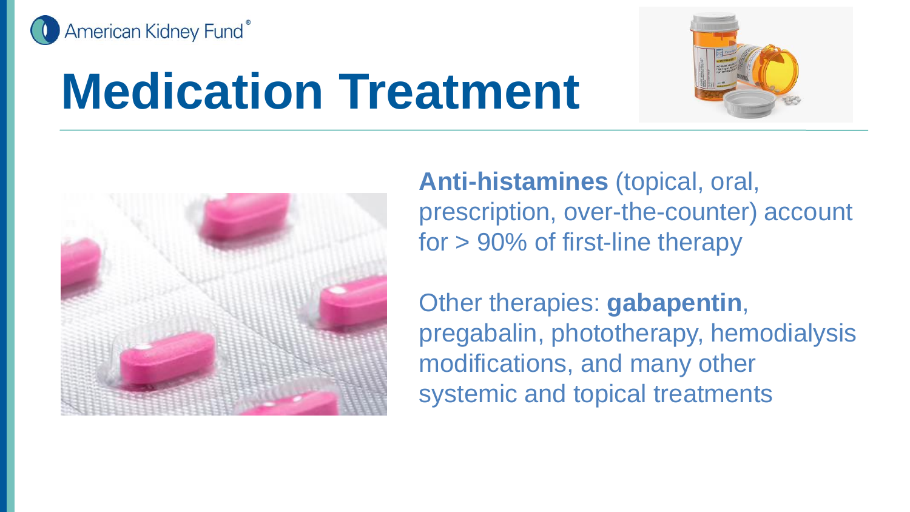# Medication Treatment

**Anti-histamines** (topical, oral, prescription, over-the-counter) account for > 90% of first-line therapy

Other therapies: **gabapentin**, pregabalin, phototherapy, hemodialysis modifications, and many other systemic and topical treatments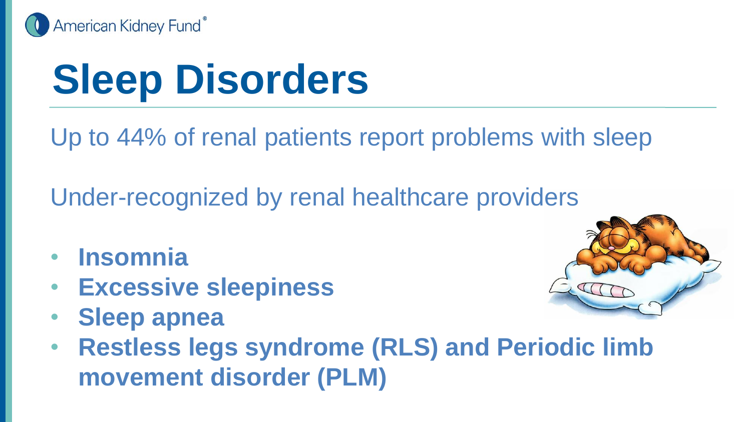# Sleep Disorders

Up to 44% of renal patients report problems with sleep

Under-recognized by renal healthcare providers

- **Insomnia**
- **Excessive sleepiness**
- **Sleep apnea**
- **Restless legs syndrome (RLS) and Periodic limb movement disorder (PLM)**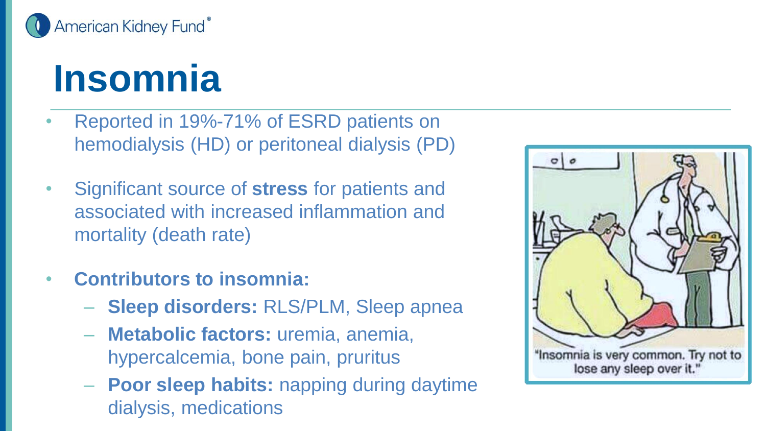# Insomnia

- Reported in 19%-71% of ESRD patients on hemodialysis (HD) or peritoneal dialysis (PD)
- Significant source of **stress** for patients and associated with increased inflammation and mortality (death rate)
- **Contributors to insomnia:**
  - **Sleep disorders:** RLS/PLM, Sleep apnea
  - **Metabolic factors:** uremia, anemia, hypercalcemia, bone pain, pruritus
  - **Poor sleep habits:** napping during daytime dialysis, medications

"Insomnia is very common. Try not to lose any sleep over it."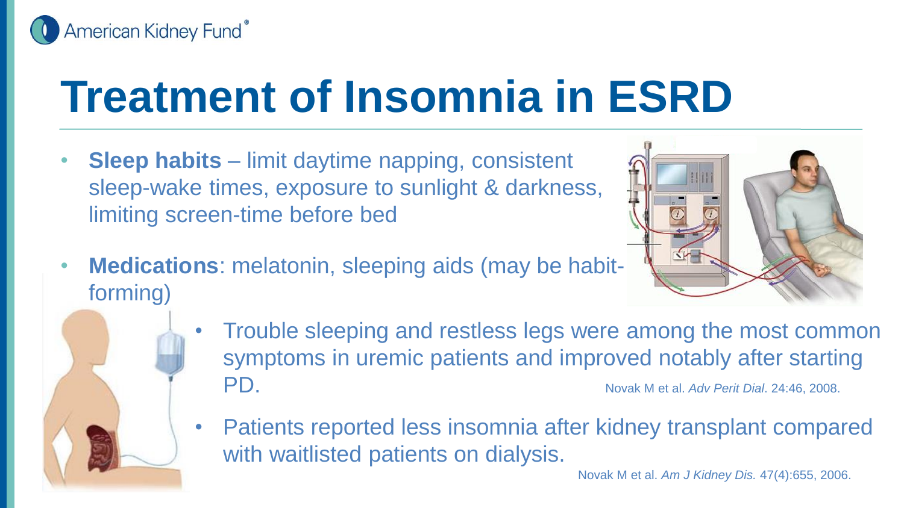# Treatment of Insomnia in ESRD

- **Sleep habits** – limit daytime napping, consistent sleep-wake times, exposure to sunlight & darkness, limiting screen-time before bed
- **Medications**: melatonin, sleeping aids (may be habit-forming)

- Trouble sleeping and restless legs were among the most common symptoms in uremic patients and improved notably after starting PD.
  Novak M et al. *Adv Perit Dial*. 24:46, 2008.
- Patients reported less insomnia after kidney transplant compared with waitlisted patients on dialysis.
  Novak M et al. *Am J Kidney Dis.* 47(4):655, 2006.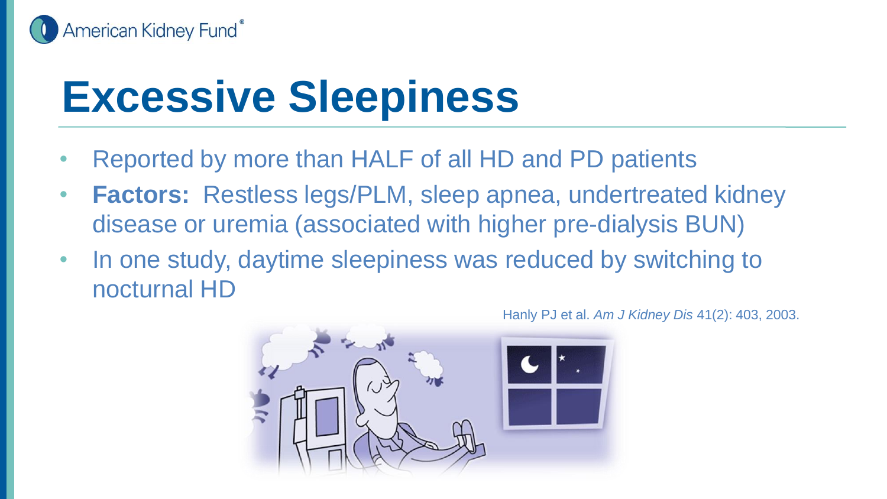# Excessive Sleepiness

- Reported by more than HALF of all HD and PD patients
- **Factors:** Restless legs/PLM, sleep apnea, undertreated kidney disease or uremia (associated with higher pre-dialysis BUN)
- In one study, daytime sleepiness was reduced by switching to nocturnal HD

Hanly PJ et al. *Am J Kidney Dis* 41(2): 403, 2003.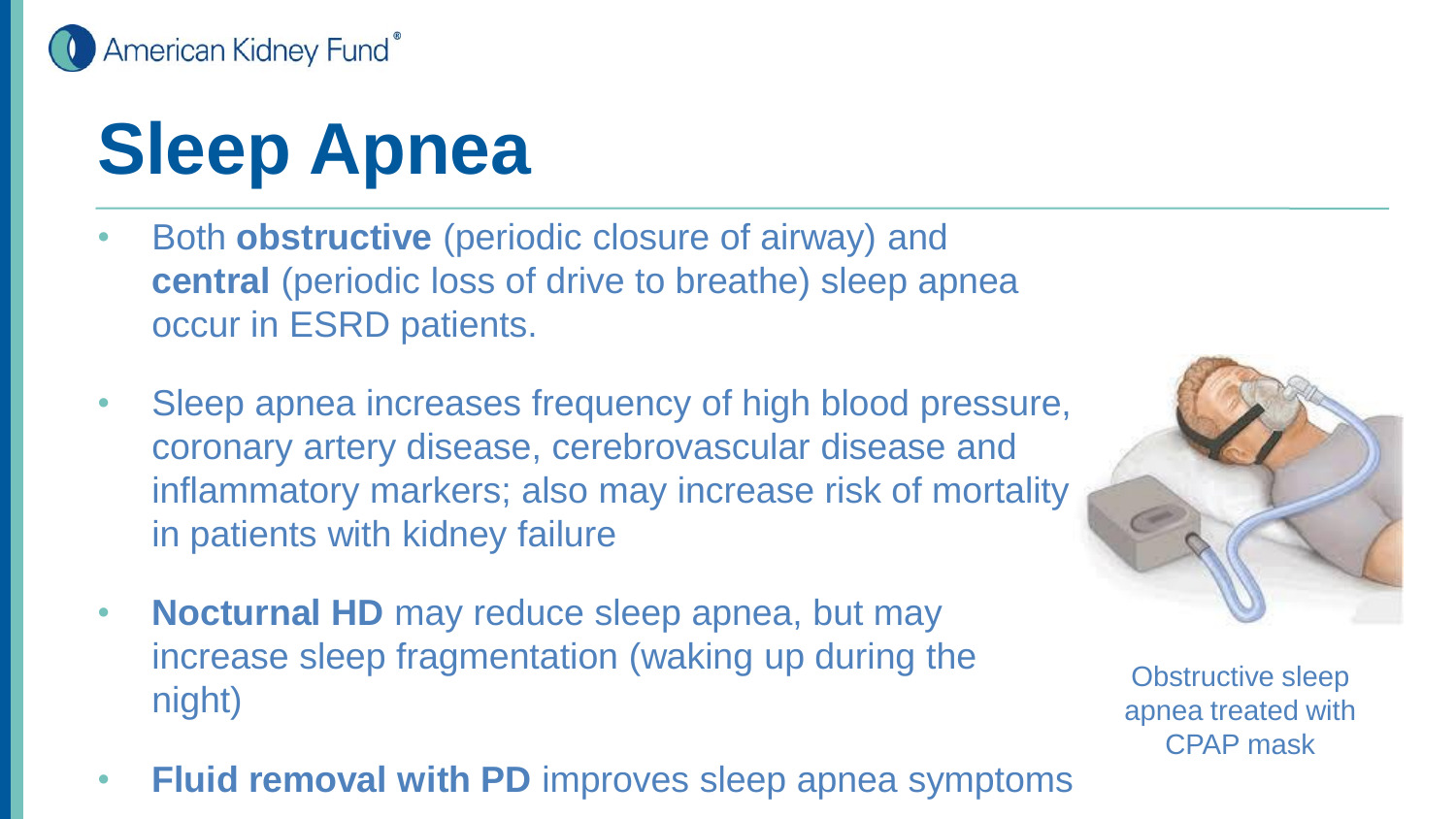# Sleep Apnea

- Both **obstructive** (periodic closure of airway) and **central** (periodic loss of drive to breathe) sleep apnea occur in ESRD patients.
- Sleep apnea increases frequency of high blood pressure, coronary artery disease, cerebrovascular disease and inflammatory markers; also may increase risk of mortality in patients with kidney failure
- **Nocturnal HD** may reduce sleep apnea, but may increase sleep fragmentation (waking up during the night)
- **Fluid removal with PD** improves sleep apnea symptoms

Obstructive sleep apnea treated with CPAP mask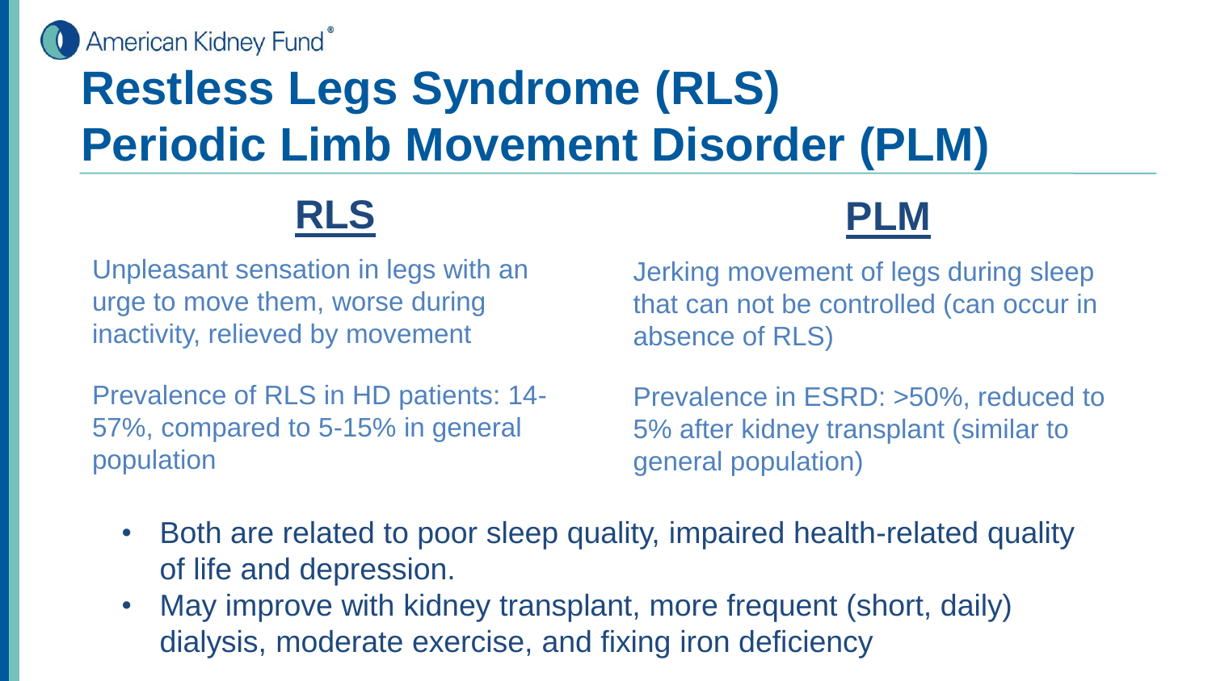# Restless Legs Syndrome (RLS)
# Periodic Limb Movement Disorder (PLM)

## RLS

Unpleasant sensation in legs with an urge to move them, worse during inactivity, relieved by movement

Prevalence of RLS in HD patients: 14-57%, compared to 5-15% in general population

## PLM

Jerking movement of legs during sleep that can not be controlled (can occur in absence of RLS)

Prevalence in ESRD: >50%, reduced to 5% after kidney transplant (similar to general population)

- Both are related to poor sleep quality, impaired health-related quality of life and depression.
- May improve with kidney transplant, more frequent (short, daily) dialysis, moderate exercise, and fixing iron deficiency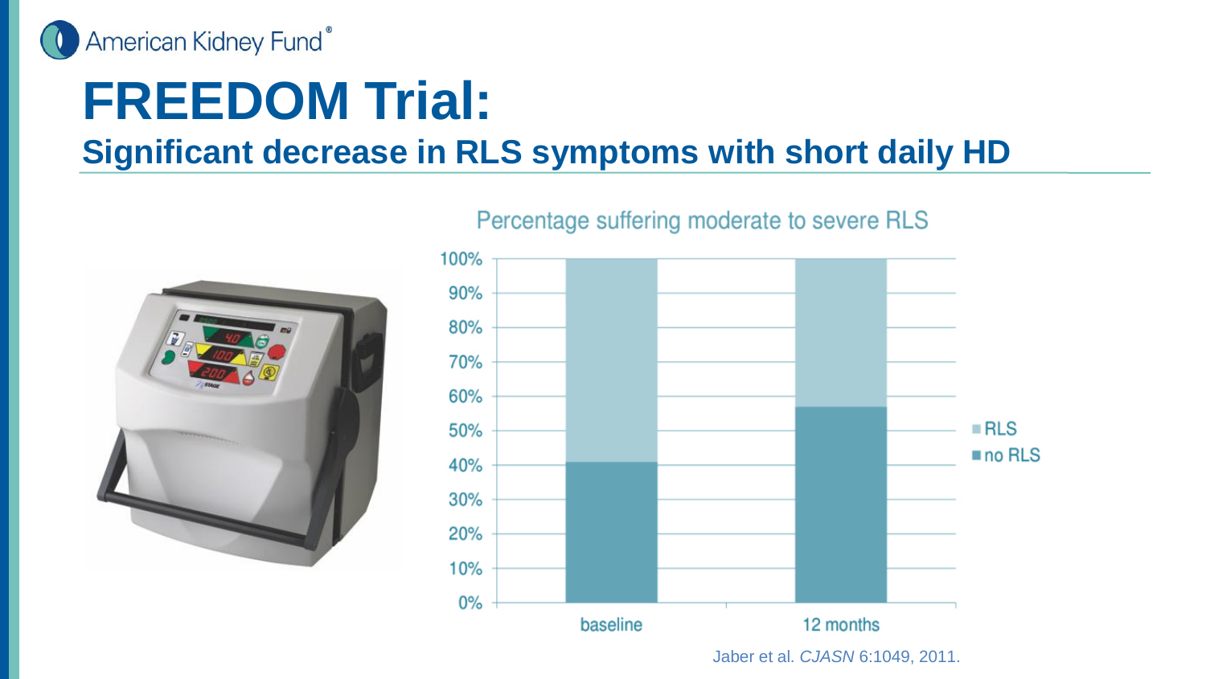# FREEDOM Trial:

## Significant decrease in RLS symptoms with short daily HD

Percentage suffering moderate to severe RLS

Jaber et al. *CJASN* 6:1049, 2011.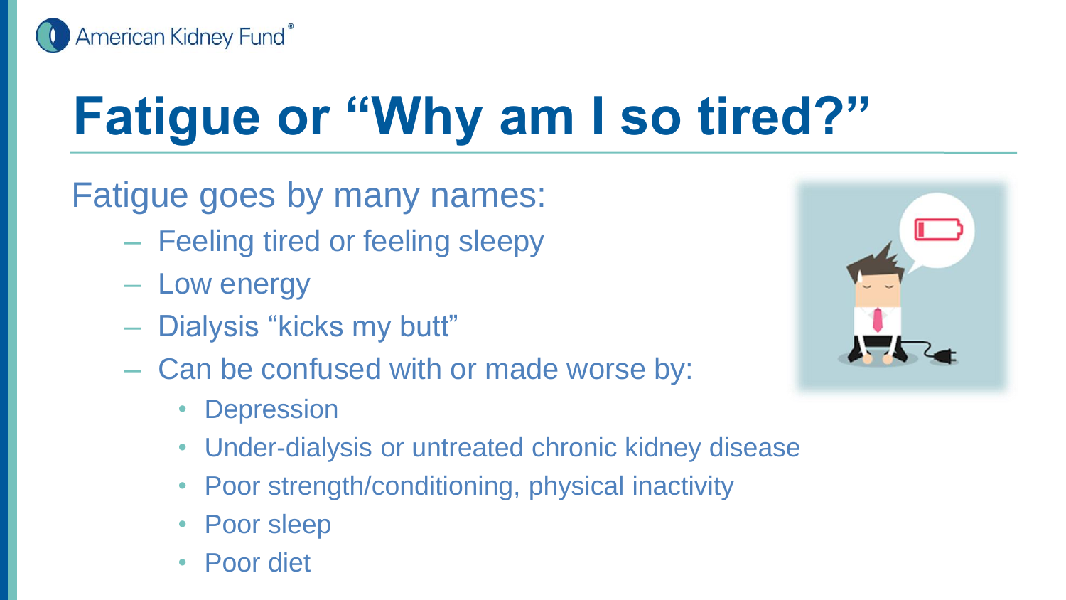# Fatigue or “Why am I so tired?”

Fatigue goes by many names:

- Feeling tired or feeling sleepy
- Low energy
- Dialysis “kicks my butt”
- Can be confused with or made worse by:
  - Depression
  - Under-dialysis or untreated chronic kidney disease
  - Poor strength/conditioning, physical inactivity
  - Poor sleep
  - Poor diet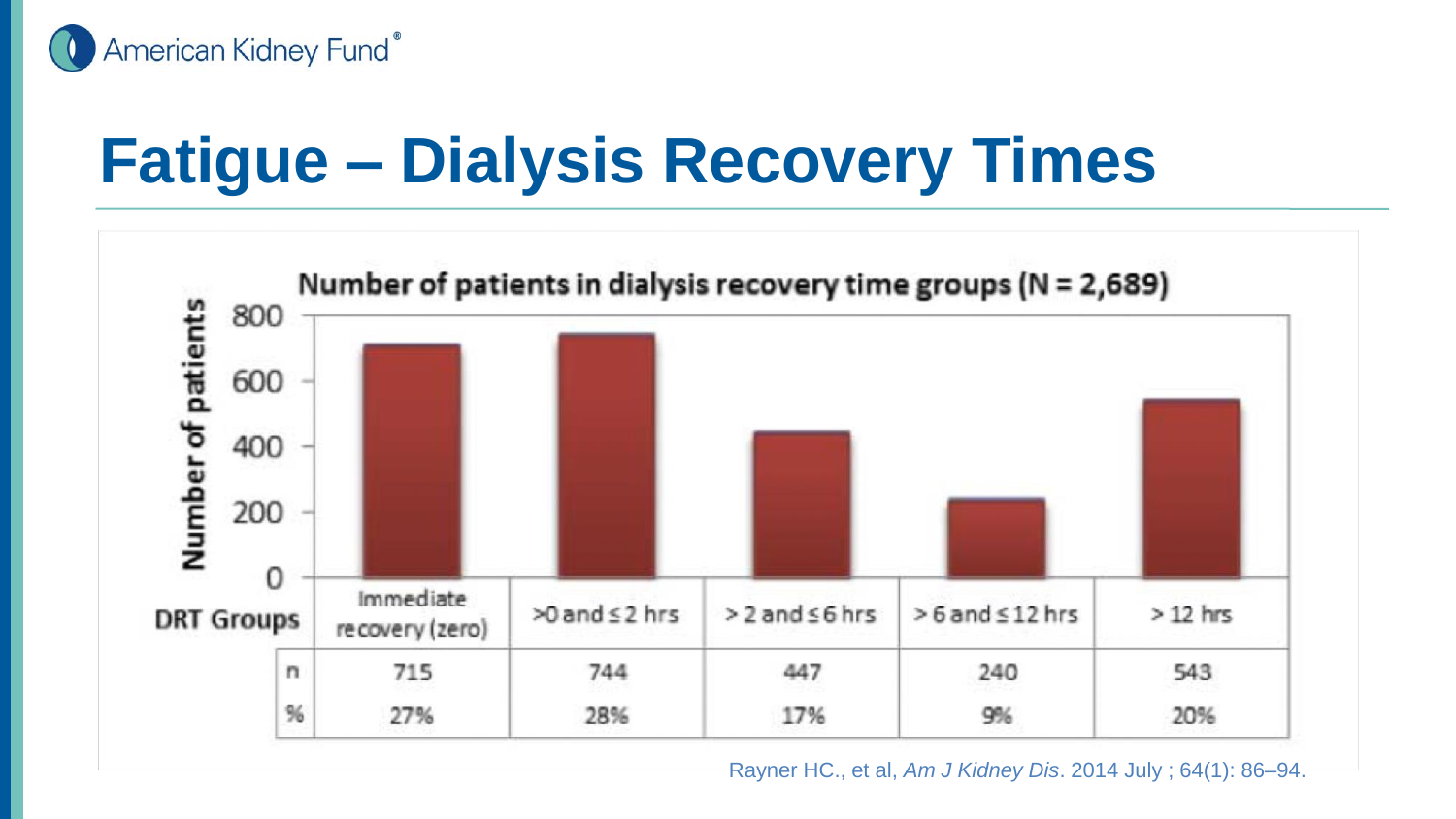# Fatigue – Dialysis Recovery Times

**Number of patients in dialysis recovery time groups (N = 2,689)**

| DRT Groups | Immediate recovery (zero) | >0 and ≤ 2 hrs | > 2 and ≤ 6 hrs | > 6 and ≤ 12 hrs | > 12 hrs |
|---|---|---|---|---|---|
| n | 715 | 744 | 447 | 240 | 543 |
| % | 27% | 28% | 17% | 9% | 20% |

Rayner HC., et al, *Am J Kidney Dis*. 2014 July ; 64(1): 86–94.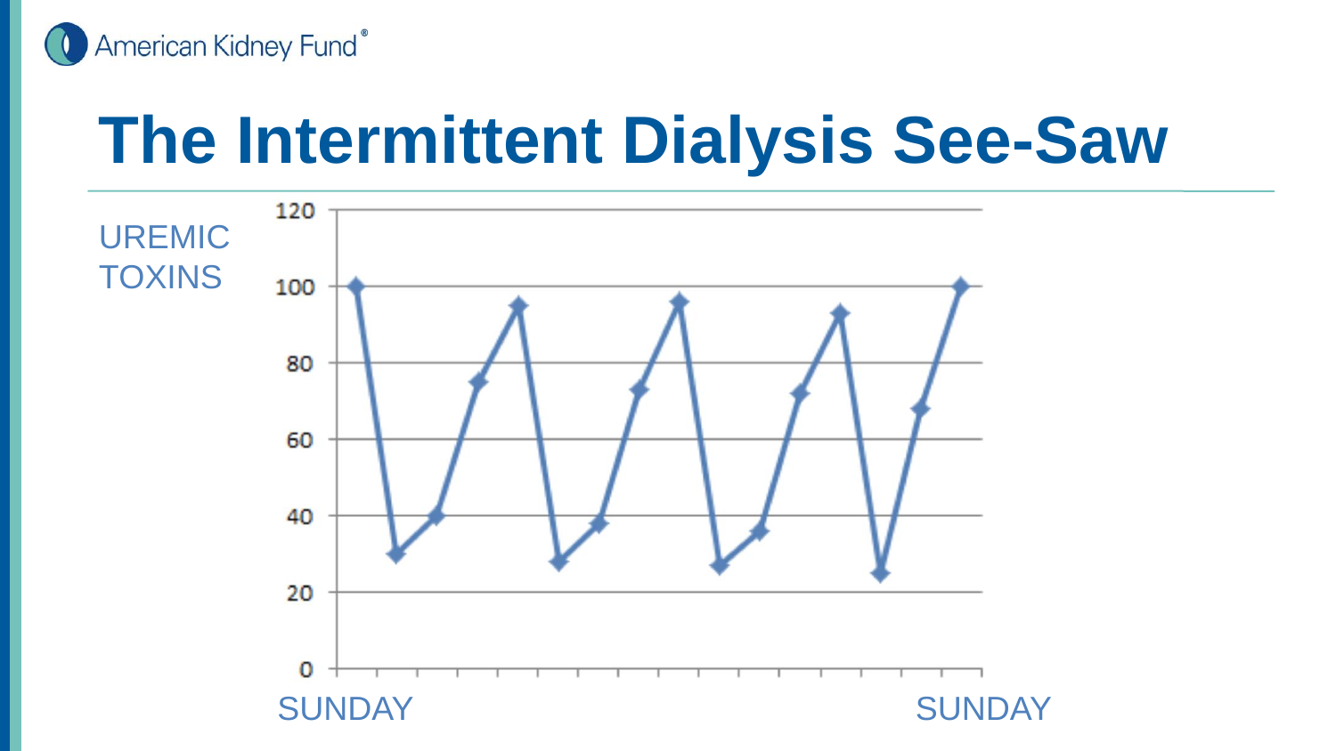# The Intermittent Dialysis See-Saw

UREMIC TOXINS

120
100
80
60
40
20
0

SUNDAY SUNDAY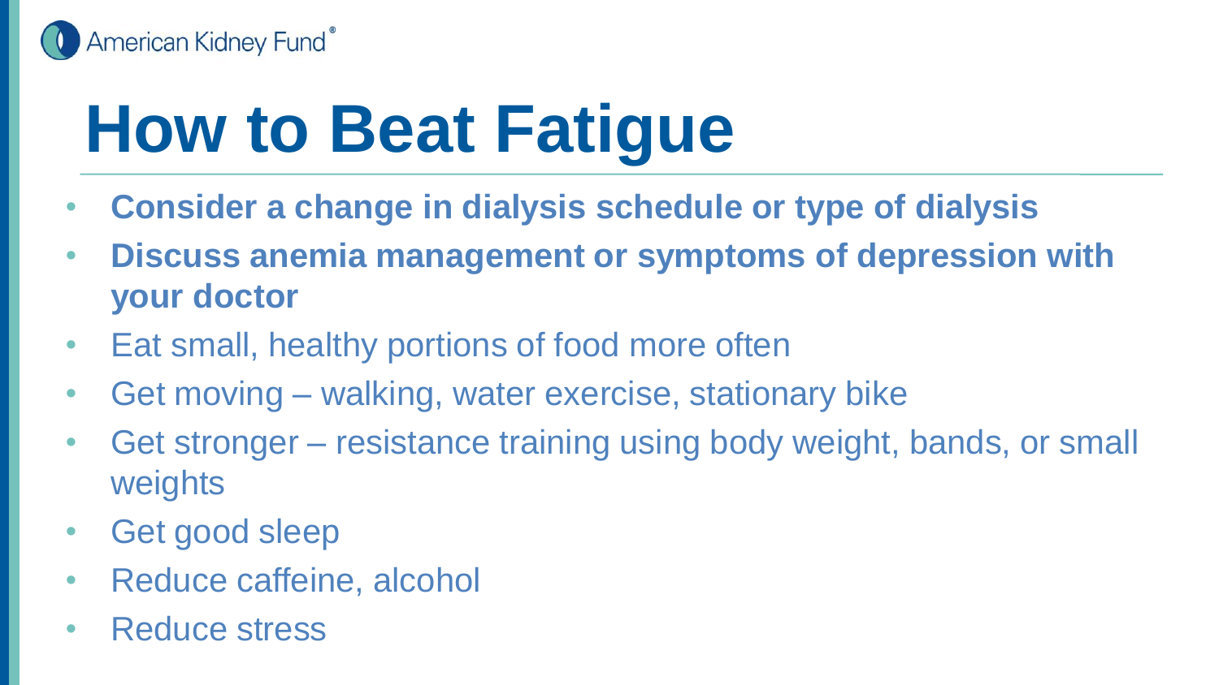# How to Beat Fatigue

- **Consider a change in dialysis schedule or type of dialysis**
- **Discuss anemia management or symptoms of depression with your doctor**
- Eat small, healthy portions of food more often
- Get moving – walking, water exercise, stationary bike
- Get stronger – resistance training using body weight, bands, or small weights
- Get good sleep
- Reduce caffeine, alcohol
- Reduce stress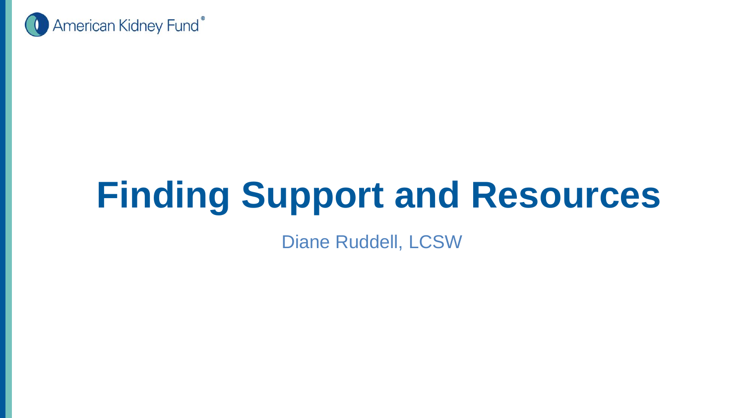American Kidney Fund®

# Finding Support and Resources

Diane Ruddell, LCSW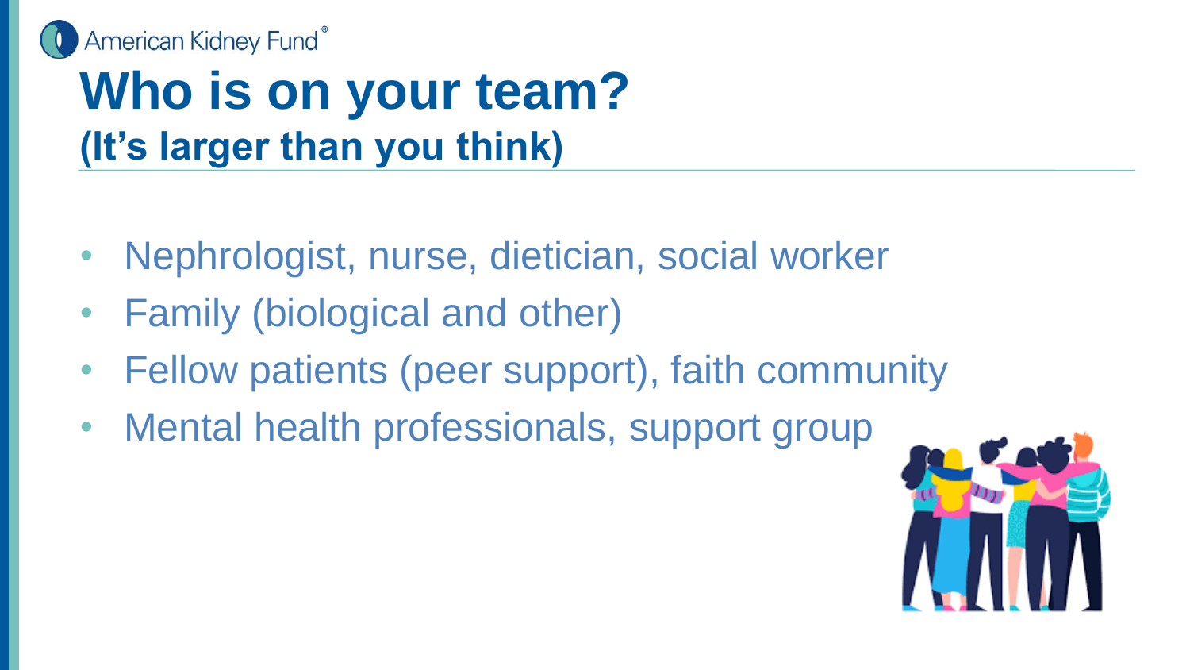# Who is on your team?

## (It's larger than you think)

- Nephrologist, nurse, dietician, social worker
- Family (biological and other)
- Fellow patients (peer support), faith community
- Mental health professionals, support group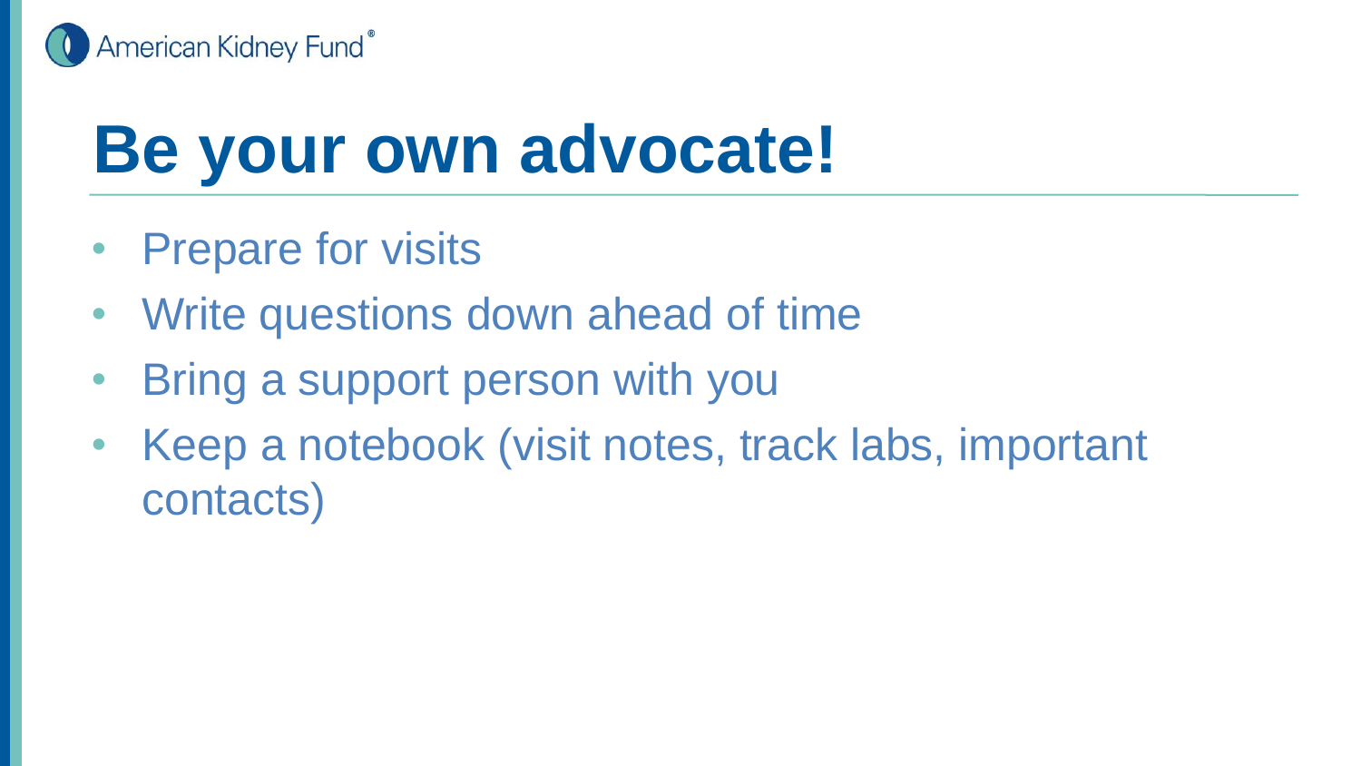# Be your own advocate!

- Prepare for visits
- Write questions down ahead of time
- Bring a support person with you
- Keep a notebook (visit notes, track labs, important contacts)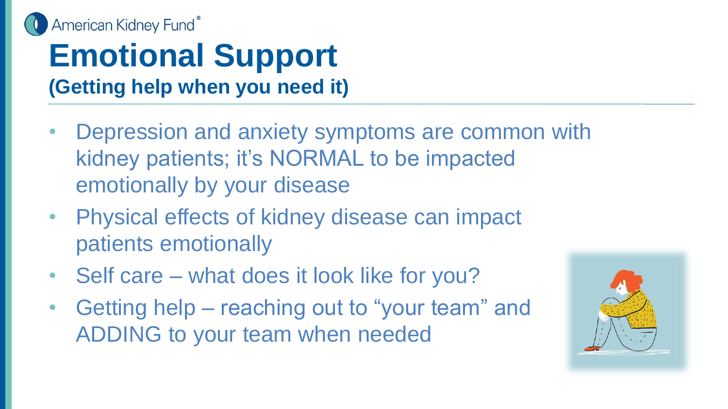# Emotional Support

**(Getting help when you need it)**

- Depression and anxiety symptoms are common with kidney patients; it's NORMAL to be impacted emotionally by your disease
- Physical effects of kidney disease can impact patients emotionally
- Self care – what does it look like for you?
- Getting help – reaching out to "your team" and ADDING to your team when needed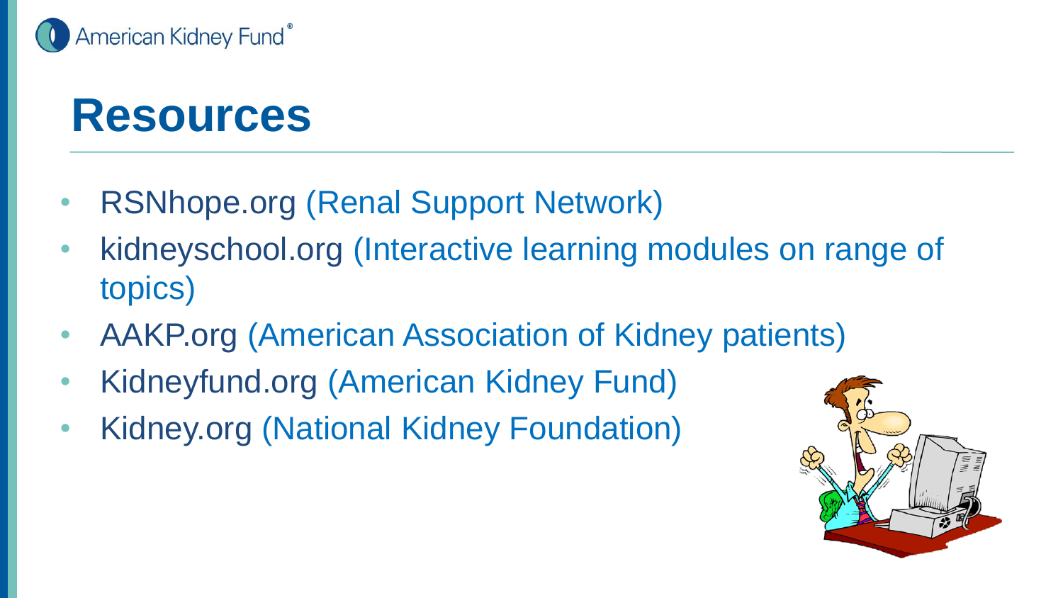# Resources

- RSNhope.org (Renal Support Network)
- kidneyschool.org (Interactive learning modules on range of topics)
- AAKP.org (American Association of Kidney patients)
- Kidneyfund.org (American Kidney Fund)
- Kidney.org (National Kidney Foundation)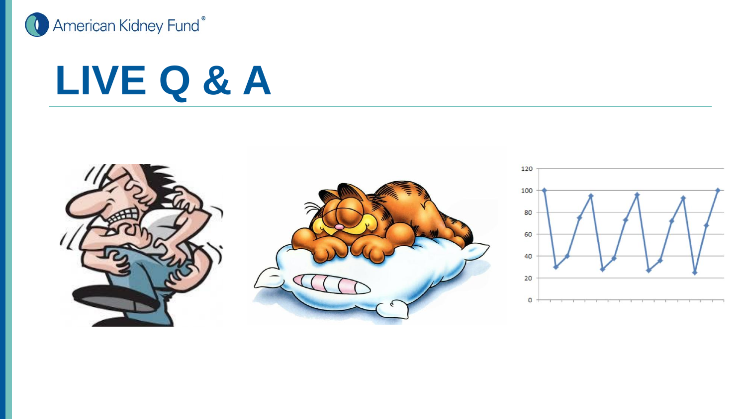# LIVE Q & A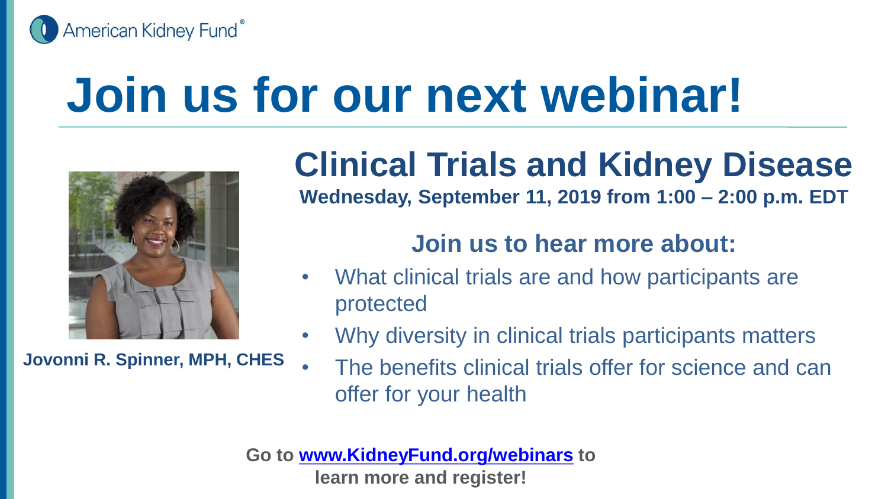American Kidney Fund®

# Join us for our next webinar!

## Clinical Trials and Kidney Disease

**Wednesday, September 11, 2019 from 1:00 – 2:00 p.m. EDT**

### Join us to hear more about:

- What clinical trials are and how participants are protected
- Why diversity in clinical trials participants matters
- The benefits clinical trials offer for science and can offer for your health

**Jovonni R. Spinner, MPH, CHES**

**Go to [www.KidneyFund.org/webinars](http://www.KidneyFund.org/webinars) to learn more and register!**